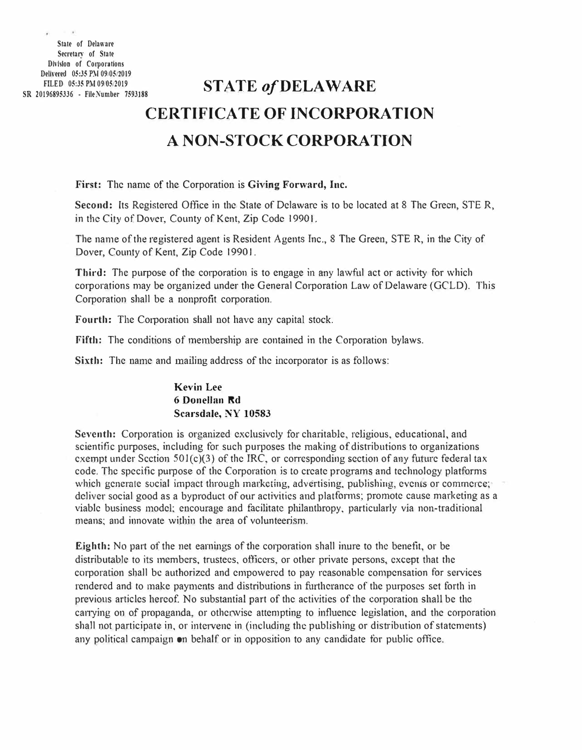State of Delaware
Secretary of State
Division of Corporations
Delivered 05:35 PM 09/05/2019
FILED 05:35 PM 09/05/2019
SR 20196895336 - File Number 7593188

# STATE *of* DELAWARE
# CERTIFICATE OF INCORPORATION
# A NON-STOCK CORPORATION

**First:** The name of the Corporation is **Giving Forward, Inc.**

**Second:** Its Registered Office in the State of Delaware is to be located at 8 The Green, STE R, in the City of Dover, County of Kent, Zip Code 19901.

The name of the registered agent is Resident Agents Inc., 8 The Green, STE R, in the City of Dover, County of Kent, Zip Code 19901.

**Third:** The purpose of the corporation is to engage in any lawful act or activity for which corporations may be organized under the General Corporation Law of Delaware (GCLD). This Corporation shall be a nonprofit corporation.

**Fourth:** The Corporation shall not have any capital stock.

**Fifth:** The conditions of membership are contained in the Corporation bylaws.

**Sixth:** The name and mailing address of the incorporator is as follows:

> **Kevin Lee**
> **6 Donellan Rd**
> **Scarsdale, NY 10583**

**Seventh:** Corporation is organized exclusively for charitable, religious, educational, and scientific purposes, including for such purposes the making of distributions to organizations exempt under Section 501(c)(3) of the IRC, or corresponding section of any future federal tax code. The specific purpose of the Corporation is to create programs and technology platforms which generate social impact through marketing, advertising, publishing, events or commerce; deliver social good as a byproduct of our activities and platforms; promote cause marketing as a viable business model; encourage and facilitate philanthropy, particularly via non-traditional means; and innovate within the area of volunteerism.

**Eighth:** No part of the net earnings of the corporation shall inure to the benefit, or be distributable to its members, trustees, officers, or other private persons, except that the corporation shall be authorized and empowered to pay reasonable compensation for services rendered and to make payments and distributions in furtherance of the purposes set forth in previous articles hereof. No substantial part of the activities of the corporation shall be the carrying on of propaganda, or otherwise attempting to influence legislation, and the corporation shall not participate in, or intervene in (including the publishing or distribution of statements) any political campaign on behalf or in opposition to any candidate for public office.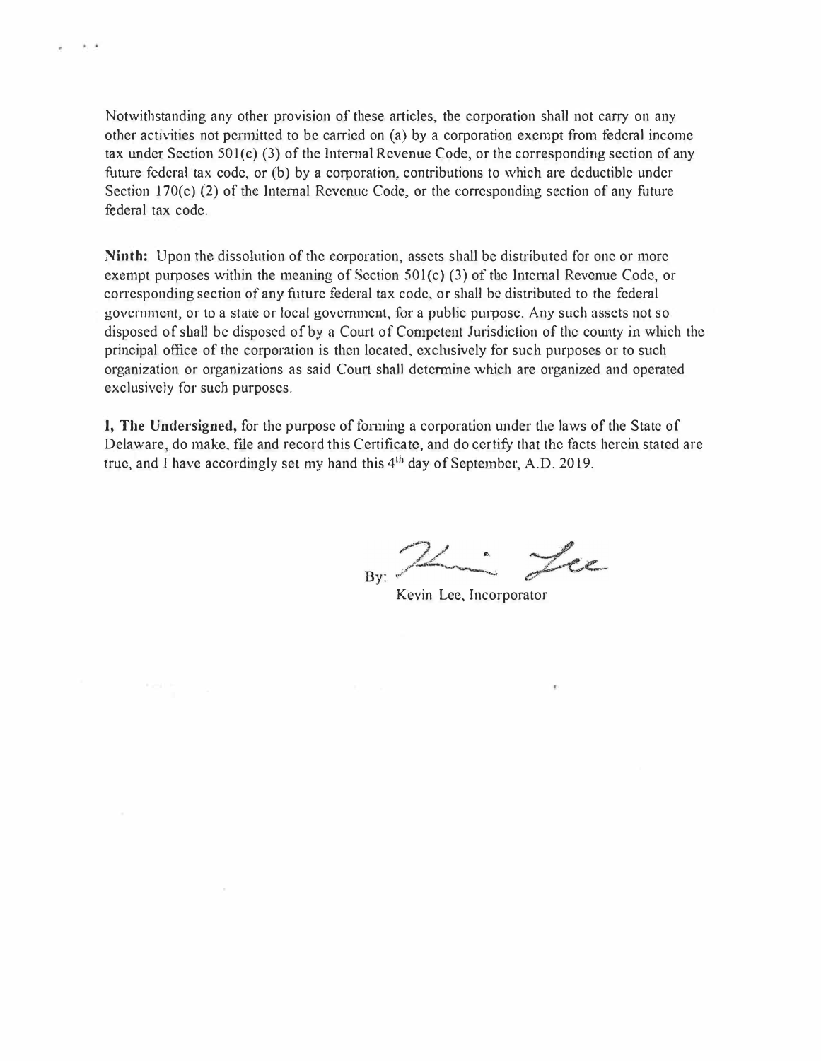Notwithstanding any other provision of these articles, the corporation shall not carry on any other activities not permitted to be carried on (a) by a corporation exempt from federal income tax under Section 501(c) (3) of the Internal Revenue Code, or the corresponding section of any future federal tax code, or (b) by a corporation, contributions to which are deductible under Section 170(c) (2) of the Internal Revenue Code, or the corresponding section of any future federal tax code.

**Ninth:** Upon the dissolution of the corporation, assets shall be distributed for one or more exempt purposes within the meaning of Section 501(c) (3) of the Internal Revenue Code, or corresponding section of any future federal tax code, or shall be distributed to the federal government, or to a state or local government, for a public purpose. Any such assets not so disposed of shall be disposed of by a Court of Competent Jurisdiction of the county in which the principal office of the corporation is then located, exclusively for such purposes or to such organization or organizations as said Court shall determine which are organized and operated exclusively for such purposes.

**I, The Undersigned,** for the purpose of forming a corporation under the laws of the State of Delaware, do make, file and record this Certificate, and do certify that the facts herein stated are true, and I have accordingly set my hand this 4th day of September, A.D. 2019.

By: Kevin Lee

Kevin Lee, Incorporator